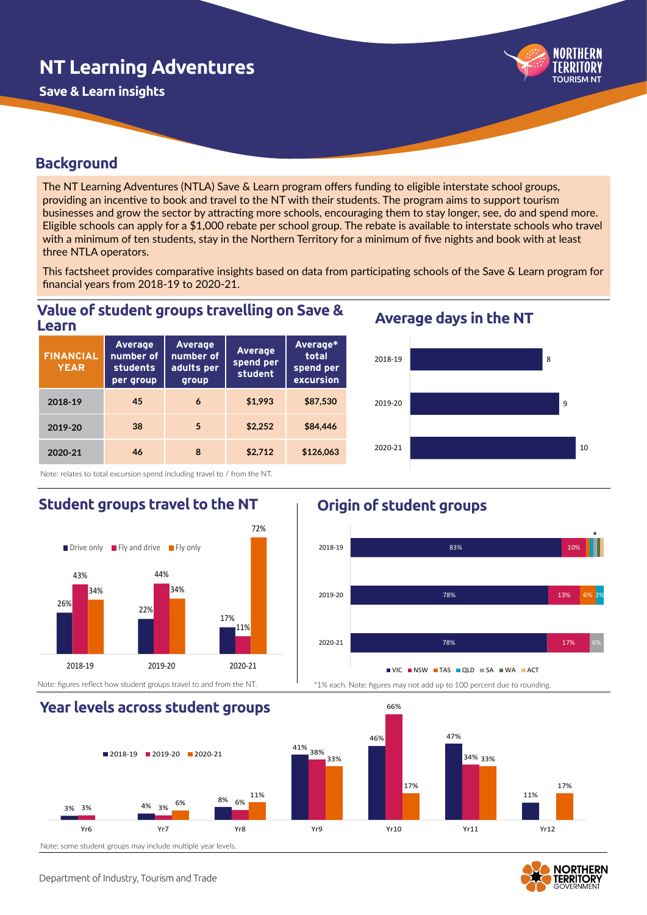# NT Learning Adventures

**Save & Learn insights**

## Background

The NT Learning Adventures (NTLA) Save & Learn program offers funding to eligible interstate school groups, providing an incentive to book and travel to the NT with their students. The program aims to support tourism businesses and grow the sector by attracting more schools, encouraging them to stay longer, see, do and spend more. Eligible schools can apply for a $1,000 rebate per school group. The rebate is available to interstate schools who travel with a minimum of ten students, stay in the Northern Territory for a minimum of five nights and book with at least three NTLA operators.

This factsheet provides comparative insights based on data from participating schools of the Save & Learn program for financial years from 2018-19 to 2020-21.

## Value of student groups travelling on Save & Learn

| FINANCIAL YEAR | Average number of students per group | Average number of adults per group | Average spend per student | Average* total spend per excursion |
|---|---|---|---|---|
| 2018-19 | 45 | 6 | $1,993 | $87,530 |
| 2019-20 | 38 | 5 | $2,252 | $84,446 |
| 2020-21 | 46 | 8 | $2,712 | $126,063 |

Note: relates to total excursion spend including travel to / from the NT.

## Average days in the NT

2018-19
8
2019-20
9
2020-21
10

## Student groups travel to the NT

Drive only
Fly and drive
Fly only

2018-19
26%
43%
34%

2019-20
22%
44%
34%

2020-21
17%
11%
72%

Note: figures reflect how student groups travel to and from the NT.

## Origin of student groups

2018-19
83%
10%
*

2019-20
78%
13%
6%
3%

2020-21
78%
17%
6%

VIC NSW TAS QLD SA WA ACT

*1% each. Note: figures may not add up to 100 percent due to rounding.

## Year levels across student groups

2018-19 2019-20 2020-21

Yr6
3%
3%

Yr7
4%
3%
6%

Yr8
8%
6%
11%

Yr9
41%
38%
33%

Yr10
46%
66%
17%

Yr11
47%
34%
33%

Yr12
11%
17%

Note: some student groups may include multiple year levels.

Department of Industry, Tourism and Trade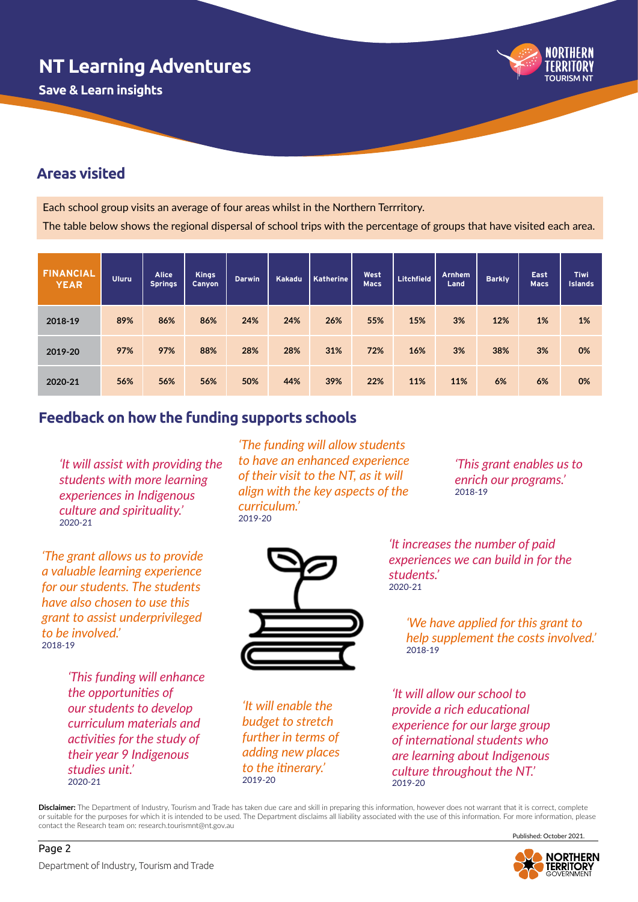# NT Learning Adventures

**Save & Learn insights**

## Areas visited

Each school group visits an average of four areas whilst in the Northern Terrritory.

The table below shows the regional dispersal of school trips with the percentage of groups that have visited each area.

| FINANCIAL YEAR | Uluru | Alice Springs | Kings Canyon | Darwin | Kakadu | Katherine | West Macs | Litchfield | Arnhem Land | Barkly | East Macs | Tiwi Islands |
|---|---|---|---|---|---|---|---|---|---|---|---|---|
| 2018-19 | 89% | 86% | 86% | 24% | 24% | 26% | 55% | 15% | 3% | 12% | 1% | 1% |
| 2019-20 | 97% | 97% | 88% | 28% | 28% | 31% | 72% | 16% | 3% | 38% | 3% | 0% |
| 2020-21 | 56% | 56% | 56% | 50% | 44% | 39% | 22% | 11% | 11% | 6% | 6% | 0% |

## Feedback on how the funding supports schools

*'It will assist with providing the students with more learning experiences in Indigenous culture and spirituality.'*
2020-21

*'The funding will allow students to have an enhanced experience of their visit to the NT, as it will align with the key aspects of the curriculum.'*
2019-20

*'This grant enables us to enrich our programs.'*
2018-19

*'The grant allows us to provide a valuable learning experience for our students. The students have also chosen to use this grant to assist underprivileged to be involved.'*
2018-19

*'It increases the number of paid experiences we can build in for the students.'*
2020-21

*'We have applied for this grant to help supplement the costs involved.'*
2018-19

*'This funding will enhance the opportunities of our students to develop curriculum materials and activities for the study of their year 9 Indigenous studies unit.'*
2020-21

*'It will enable the budget to stretch further in terms of adding new places to the itinerary.'*
2019-20

*'It will allow our school to provide a rich educational experience for our large group of international students who are learning about Indigenous culture throughout the NT.'*
2019-20

**Disclaimer:** The Department of Industry, Tourism and Trade has taken due care and skill in preparing this information, however does not warrant that it is correct, complete or suitable for the purposes for which it is intended to be used. The Department disclaims all liability associated with the use of this information. For more information, please contact the Research team on: research.tourismnt@nt.gov.au

Published: October 2021.

Department of Industry, Tourism and Trade